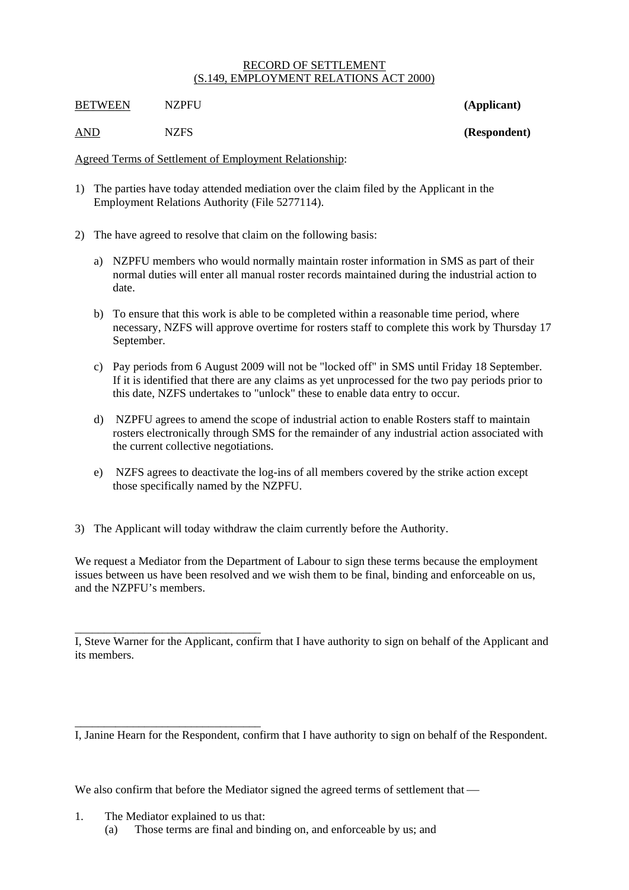RECORD OF SETTLEMENT
(S.149, EMPLOYMENT RELATIONS ACT 2000)

BETWEEN NZPFU **(Applicant)**

AND NZFS **(Respondent)**

Agreed Terms of Settlement of Employment Relationship:

1) The parties have today attended mediation over the claim filed by the Applicant in the Employment Relations Authority (File 5277114).

2) The have agreed to resolve that claim on the following basis:

   a) NZPFU members who would normally maintain roster information in SMS as part of their normal duties will enter all manual roster records maintained during the industrial action to date.

   b) To ensure that this work is able to be completed within a reasonable time period, where necessary, NZFS will approve overtime for rosters staff to complete this work by Thursday 17 September.

   c) Pay periods from 6 August 2009 will not be "locked off" in SMS until Friday 18 September. If it is identified that there are any claims as yet unprocessed for the two pay periods prior to this date, NZFS undertakes to "unlock" these to enable data entry to occur.

   d) NZPFU agrees to amend the scope of industrial action to enable Rosters staff to maintain rosters electronically through SMS for the remainder of any industrial action associated with the current collective negotiations.

   e) NZFS agrees to deactivate the log-ins of all members covered by the strike action except those specifically named by the NZPFU.

3) The Applicant will today withdraw the claim currently before the Authority.

We request a Mediator from the Department of Labour to sign these terms because the employment issues between us have been resolved and we wish them to be final, binding and enforceable on us, and the NZPFU's members.

\_\_\_\_\_\_\_\_\_\_\_\_\_\_\_\_\_\_\_\_\_\_\_\_\_\_\_\_\_\_\_\_

I, Steve Warner for the Applicant, confirm that I have authority to sign on behalf of the Applicant and its members.

\_\_\_\_\_\_\_\_\_\_\_\_\_\_\_\_\_\_\_\_\_\_\_\_\_\_\_\_\_\_\_\_

I, Janine Hearn for the Respondent, confirm that I have authority to sign on behalf of the Respondent.

We also confirm that before the Mediator signed the agreed terms of settlement that —

1. The Mediator explained to us that:
   (a) Those terms are final and binding on, and enforceable by us; and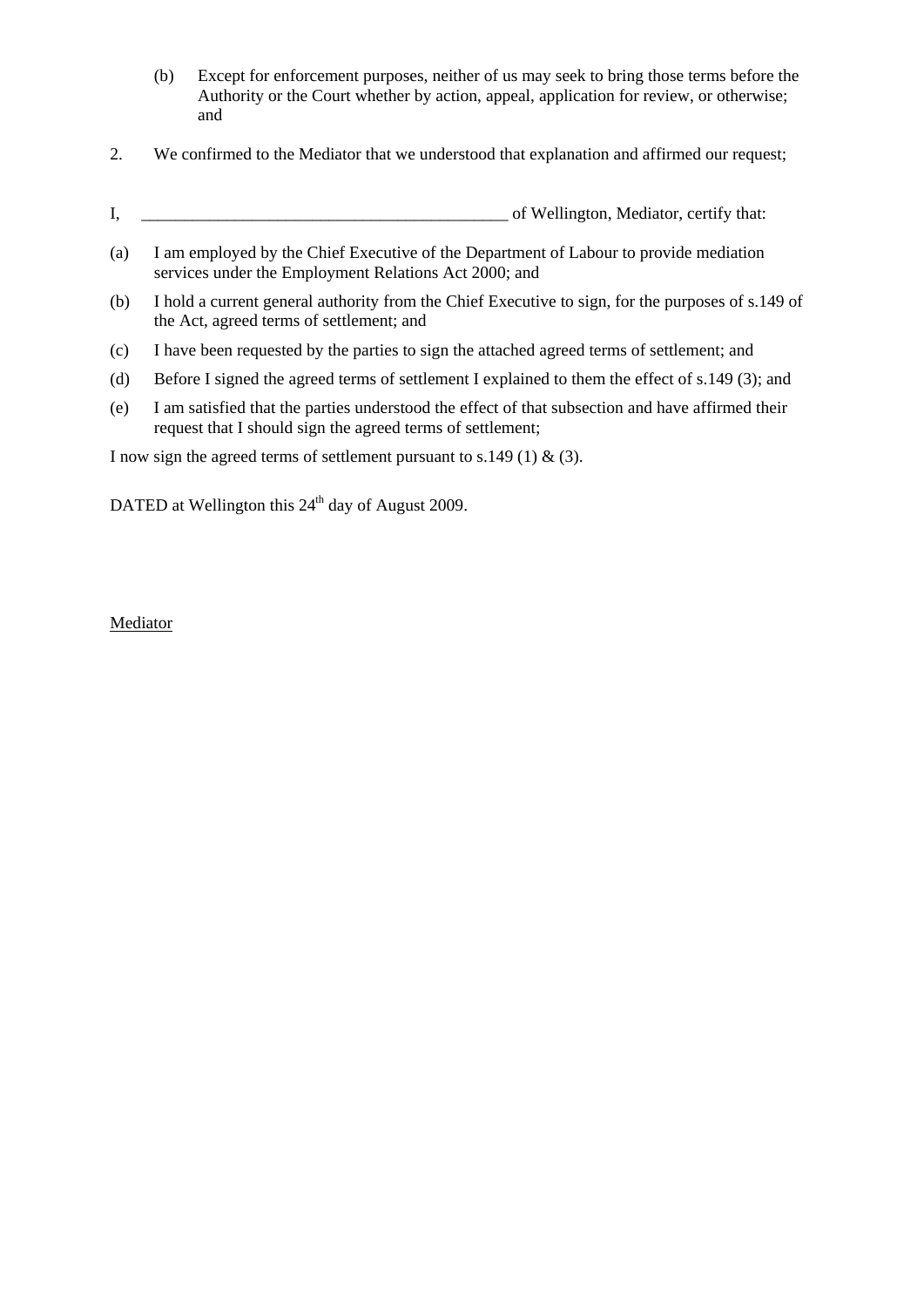(b) Except for enforcement purposes, neither of us may seek to bring those terms before the Authority or the Court whether by action, appeal, application for review, or otherwise; and

2. We confirmed to the Mediator that we understood that explanation and affirmed our request;

I, ___________________________________________ of Wellington, Mediator, certify that:

(a) I am employed by the Chief Executive of the Department of Labour to provide mediation services under the Employment Relations Act 2000; and

(b) I hold a current general authority from the Chief Executive to sign, for the purposes of s.149 of the Act, agreed terms of settlement; and

(c) I have been requested by the parties to sign the attached agreed terms of settlement; and

(d) Before I signed the agreed terms of settlement I explained to them the effect of s.149 (3); and

(e) I am satisfied that the parties understood the effect of that subsection and have affirmed their request that I should sign the agreed terms of settlement;

I now sign the agreed terms of settlement pursuant to s.149 (1) & (3).

DATED at Wellington this 24th day of August 2009.

Mediator